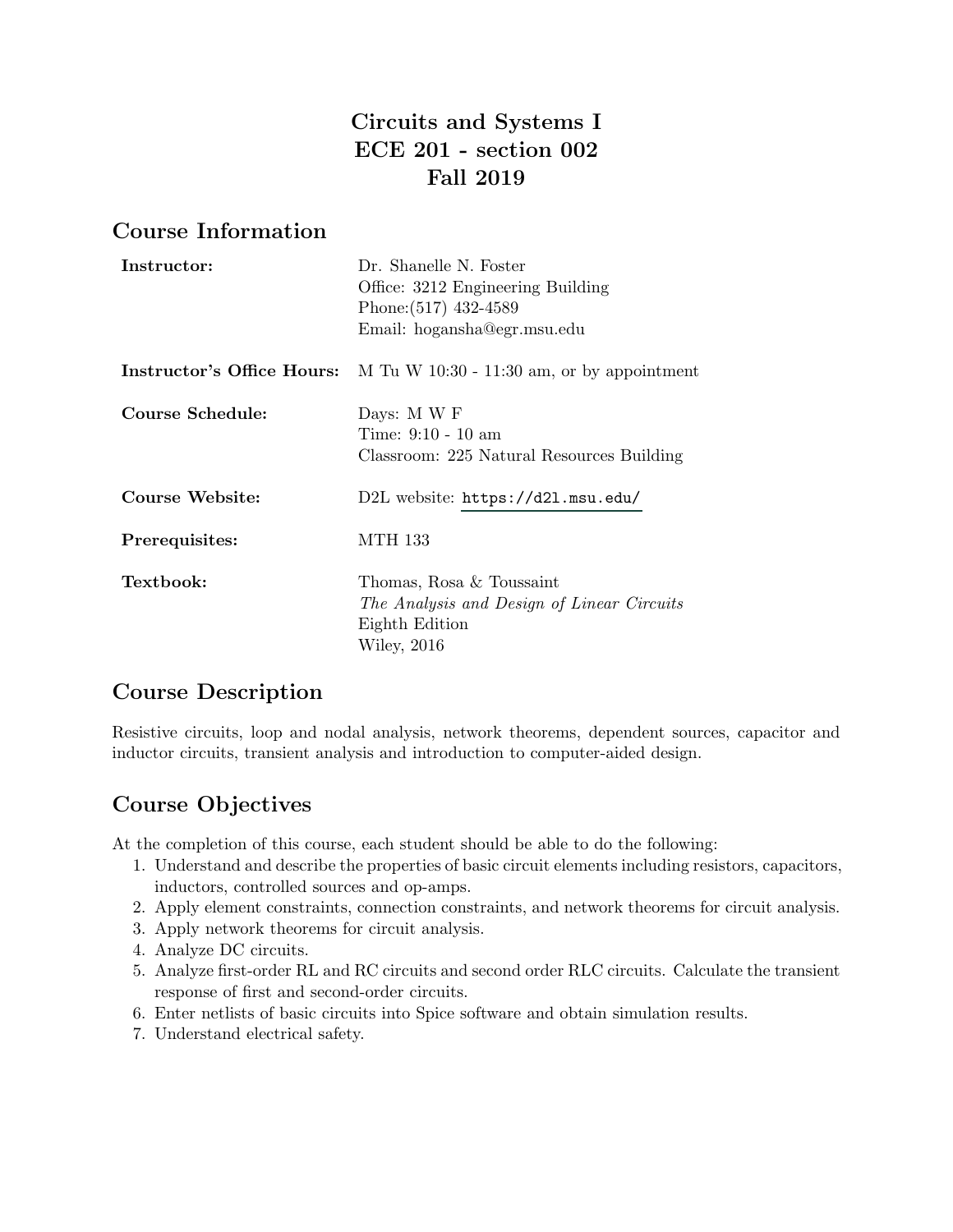# Circuits and Systems I
# ECE 201 - section 002
# Fall 2019

## Course Information

| | |
|---|---|
| **Instructor:** | Dr. Shanelle N. Foster<br>Office: 3212 Engineering Building<br>Phone:(517) 432-4589<br>Email: hogansha@egr.msu.edu |
| **Instructor's Office Hours:** | M Tu W 10:30 - 11:30 am, or by appointment |
| **Course Schedule:** | Days: M W F<br>Time: 9:10 - 10 am<br>Classroom: 225 Natural Resources Building |
| **Course Website:** | D2L website: https://d2l.msu.edu/ |
| **Prerequisites:** | MTH 133 |
| **Textbook:** | Thomas, Rosa & Toussaint<br>*The Analysis and Design of Linear Circuits*<br>Eighth Edition<br>Wiley, 2016 |

## Course Description

Resistive circuits, loop and nodal analysis, network theorems, dependent sources, capacitor and inductor circuits, transient analysis and introduction to computer-aided design.

## Course Objectives

At the completion of this course, each student should be able to do the following:

1. Understand and describe the properties of basic circuit elements including resistors, capacitors, inductors, controlled sources and op-amps.
2. Apply element constraints, connection constraints, and network theorems for circuit analysis.
3. Apply network theorems for circuit analysis.
4. Analyze DC circuits.
5. Analyze first-order RL and RC circuits and second order RLC circuits. Calculate the transient response of first and second-order circuits.
6. Enter netlists of basic circuits into Spice software and obtain simulation results.
7. Understand electrical safety.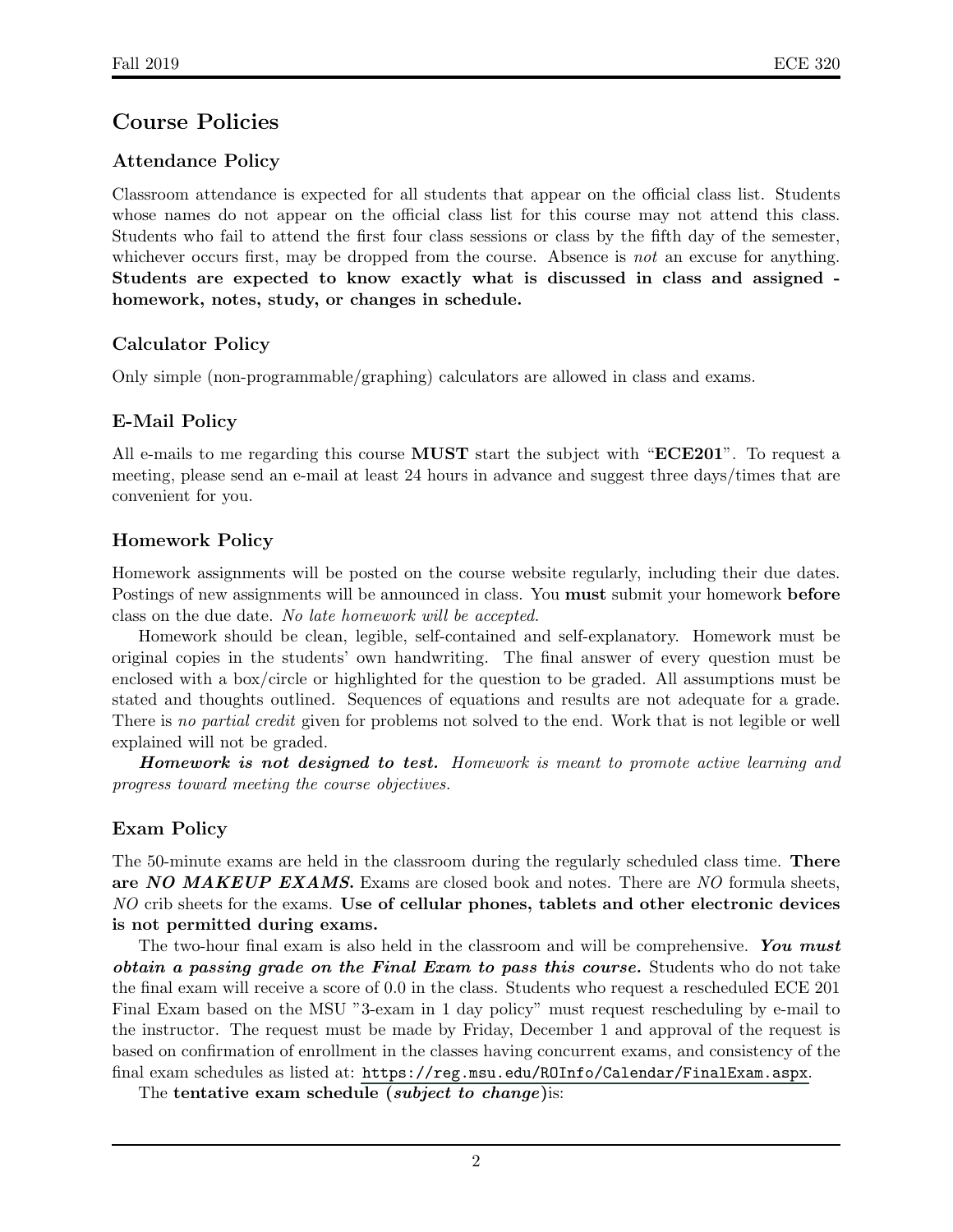## Course Policies

### Attendance Policy

Classroom attendance is expected for all students that appear on the official class list. Students whose names do not appear on the official class list for this course may not attend this class. Students who fail to attend the first four class sessions or class by the fifth day of the semester, whichever occurs first, may be dropped from the course. Absence is *not* an excuse for anything. **Students are expected to know exactly what is discussed in class and assigned - homework, notes, study, or changes in schedule.**

### Calculator Policy

Only simple (non-programmable/graphing) calculators are allowed in class and exams.

### E-Mail Policy

All e-mails to me regarding this course **MUST** start the subject with "**ECE201**". To request a meeting, please send an e-mail at least 24 hours in advance and suggest three days/times that are convenient for you.

### Homework Policy

Homework assignments will be posted on the course website regularly, including their due dates. Postings of new assignments will be announced in class. You **must** submit your homework **before** class on the due date. *No late homework will be accepted.*

Homework should be clean, legible, self-contained and self-explanatory. Homework must be original copies in the students' own handwriting. The final answer of every question must be enclosed with a box/circle or highlighted for the question to be graded. All assumptions must be stated and thoughts outlined. Sequences of equations and results are not adequate for a grade. There is *no partial credit* given for problems not solved to the end. Work that is not legible or well explained will not be graded.

***Homework is not designed to test.*** *Homework is meant to promote active learning and progress toward meeting the course objectives.*

### Exam Policy

The 50-minute exams are held in the classroom during the regularly scheduled class time. **There are *NO MAKEUP EXAMS.*** Exams are closed book and notes. There are *NO* formula sheets, *NO* crib sheets for the exams. **Use of cellular phones, tablets and other electronic devices is not permitted during exams.**

The two-hour final exam is also held in the classroom and will be comprehensive. ***You must obtain a passing grade on the Final Exam to pass this course.*** Students who do not take the final exam will receive a score of 0.0 in the class. Students who request a rescheduled ECE 201 Final Exam based on the MSU "3-exam in 1 day policy" must request rescheduling by e-mail to the instructor. The request must be made by Friday, December 1 and approval of the request is based on confirmation of enrollment in the classes having concurrent exams, and consistency of the final exam schedules as listed at: https://reg.msu.edu/ROInfo/Calendar/FinalExam.aspx.

The **tentative exam schedule (*subject to change*)**is: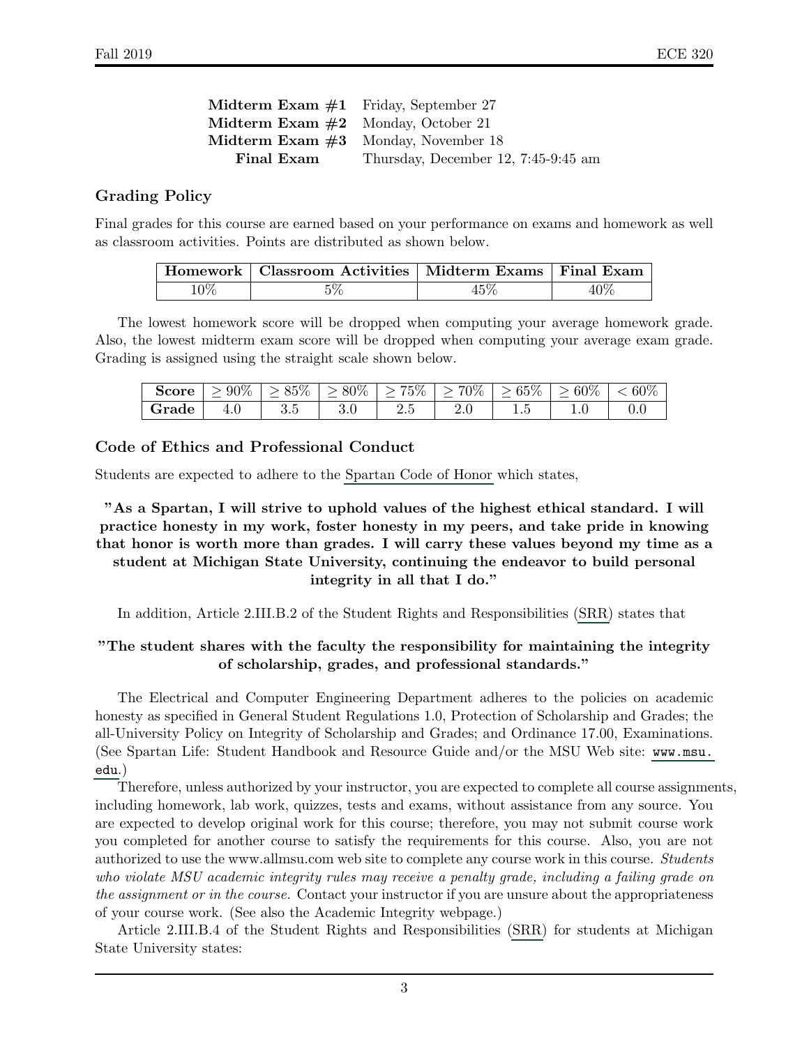| | |
|---|---|
| **Midterm Exam #1** | Friday, September 27 |
| **Midterm Exam #2** | Monday, October 21 |
| **Midterm Exam #3** | Monday, November 18 |
| **Final Exam** | Thursday, December 12, 7:45-9:45 am |

### Grading Policy

Final grades for this course are earned based on your performance on exams and homework as well as classroom activities. Points are distributed as shown below.

| Homework | Classroom Activities | Midterm Exams | Final Exam |
|---|---|---|---|
| 10% | 5% | 45% | 40% |

The lowest homework score will be dropped when computing your average homework grade. Also, the lowest midterm exam score will be dropped when computing your average exam grade. Grading is assigned using the straight scale shown below.

| **Score** | $\geq 90\%$ | $\geq 85\%$ | $\geq 80\%$ | $\geq 75\%$ | $\geq 70\%$ | $\geq 65\%$ | $\geq 60\%$ | $< 60\%$ |
|---|---|---|---|---|---|---|---|---|
| **Grade** | 4.0 | 3.5 | 3.0 | 2.5 | 2.0 | 1.5 | 1.0 | 0.0 |

### Code of Ethics and Professional Conduct

Students are expected to adhere to the Spartan Code of Honor which states,

**"As a Spartan, I will strive to uphold values of the highest ethical standard. I will practice honesty in my work, foster honesty in my peers, and take pride in knowing that honor is worth more than grades. I will carry these values beyond my time as a student at Michigan State University, continuing the endeavor to build personal integrity in all that I do."**

In addition, Article 2.III.B.2 of the Student Rights and Responsibilities (SRR) states that

**"The student shares with the faculty the responsibility for maintaining the integrity of scholarship, grades, and professional standards."**

The Electrical and Computer Engineering Department adheres to the policies on academic honesty as specified in General Student Regulations 1.0, Protection of Scholarship and Grades; the all-University Policy on Integrity of Scholarship and Grades; and Ordinance 17.00, Examinations. (See Spartan Life: Student Handbook and Resource Guide and/or the MSU Web site: `www.msu.edu`.)

Therefore, unless authorized by your instructor, you are expected to complete all course assignments, including homework, lab work, quizzes, tests and exams, without assistance from any source. You are expected to develop original work for this course; therefore, you may not submit course work you completed for another course to satisfy the requirements for this course. Also, you are not authorized to use the www.allmsu.com web site to complete any course work in this course. *Students who violate MSU academic integrity rules may receive a penalty grade, including a failing grade on the assignment or in the course.* Contact your instructor if you are unsure about the appropriateness of your course work. (See also the Academic Integrity webpage.)

Article 2.III.B.4 of the Student Rights and Responsibilities (SRR) for students at Michigan State University states: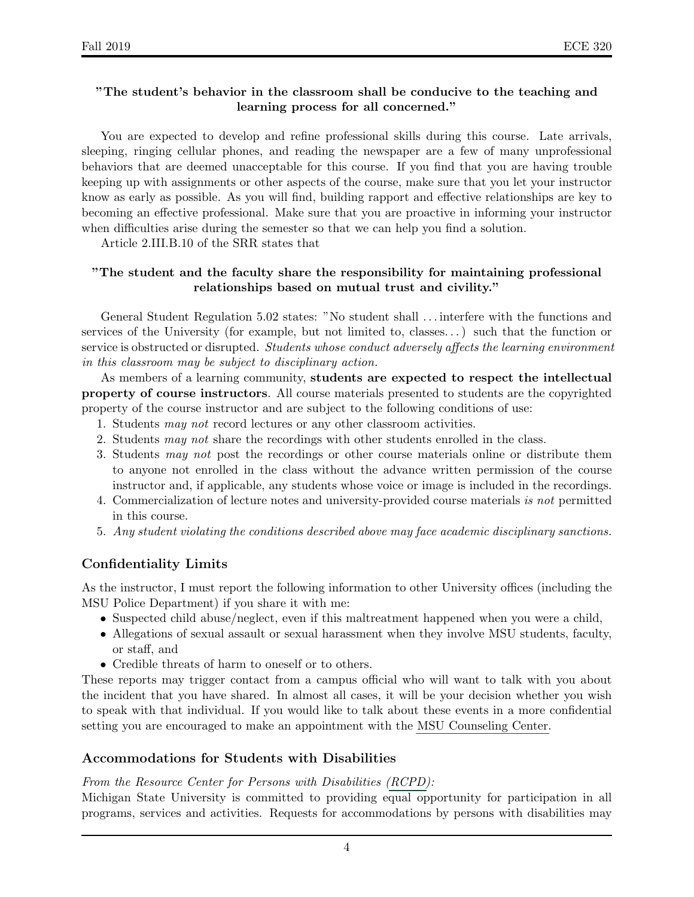**"The student's behavior in the classroom shall be conducive to the teaching and learning process for all concerned."**

You are expected to develop and refine professional skills during this course. Late arrivals, sleeping, ringing cellular phones, and reading the newspaper are a few of many unprofessional behaviors that are deemed unacceptable for this course. If you find that you are having trouble keeping up with assignments or other aspects of the course, make sure that you let your instructor know as early as possible. As you will find, building rapport and effective relationships are key to becoming an effective professional. Make sure that you are proactive in informing your instructor when difficulties arise during the semester so that we can help you find a solution.

Article 2.III.B.10 of the SRR states that

**"The student and the faculty share the responsibility for maintaining professional relationships based on mutual trust and civility."**

General Student Regulation 5.02 states: "No student shall . . . interfere with the functions and services of the University (for example, but not limited to, classes. . . ) such that the function or service is obstructed or disrupted. *Students whose conduct adversely affects the learning environment in this classroom may be subject to disciplinary action.*

As members of a learning community, **students are expected to respect the intellectual property of course instructors**. All course materials presented to students are the copyrighted property of the course instructor and are subject to the following conditions of use:

1. Students *may not* record lectures or any other classroom activities.
2. Students *may not* share the recordings with other students enrolled in the class.
3. Students *may not* post the recordings or other course materials online or distribute them to anyone not enrolled in the class without the advance written permission of the course instructor and, if applicable, any students whose voice or image is included in the recordings.
4. Commercialization of lecture notes and university-provided course materials *is not* permitted in this course.
5. *Any student violating the conditions described above may face academic disciplinary sanctions.*

### Confidentiality Limits

As the instructor, I must report the following information to other University offices (including the MSU Police Department) if you share it with me:

- Suspected child abuse/neglect, even if this maltreatment happened when you were a child,
- Allegations of sexual assault or sexual harassment when they involve MSU students, faculty, or staff, and
- Credible threats of harm to oneself or to others.

These reports may trigger contact from a campus official who will want to talk with you about the incident that you have shared. In almost all cases, it will be your decision whether you wish to speak with that individual. If you would like to talk about these events in a more confidential setting you are encouraged to make an appointment with the MSU Counseling Center.

### Accommodations for Students with Disabilities

*From the Resource Center for Persons with Disabilities (RCPD):*

Michigan State University is committed to providing equal opportunity for participation in all programs, services and activities. Requests for accommodations by persons with disabilities may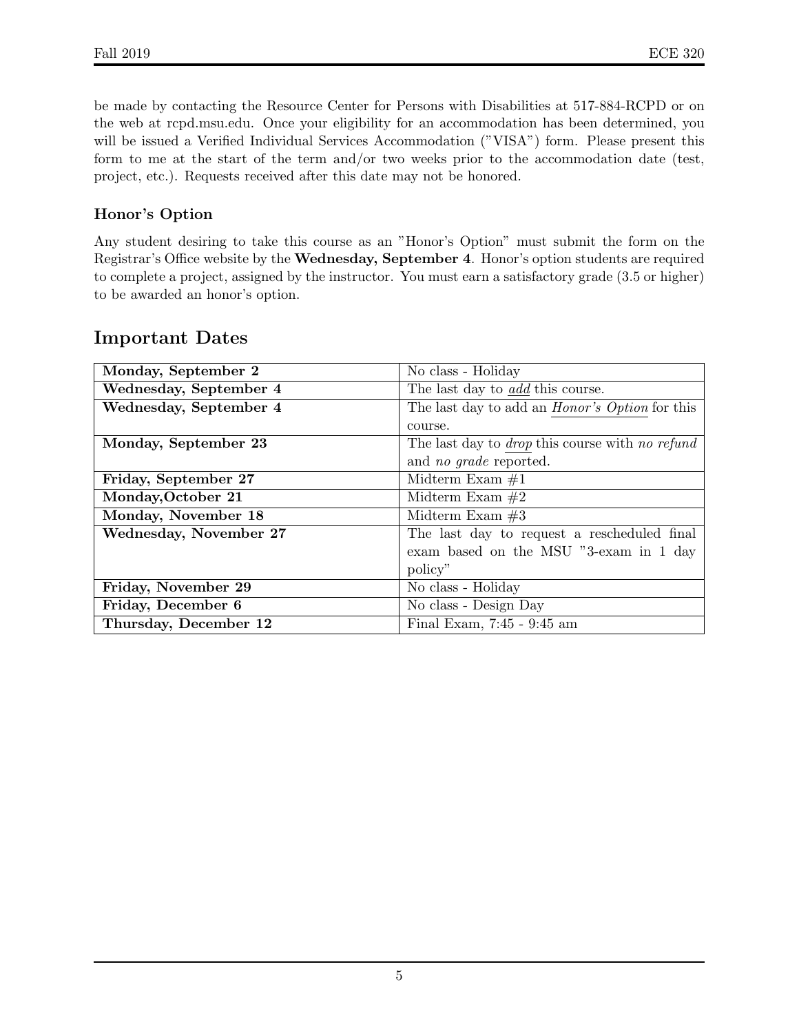be made by contacting the Resource Center for Persons with Disabilities at 517-884-RCPD or on the web at rcpd.msu.edu. Once your eligibility for an accommodation has been determined, you will be issued a Verified Individual Services Accommodation ("VISA") form. Please present this form to me at the start of the term and/or two weeks prior to the accommodation date (test, project, etc.). Requests received after this date may not be honored.

### Honor's Option

Any student desiring to take this course as an "Honor's Option" must submit the form on the Registrar's Office website by the **Wednesday, September 4**. Honor's option students are required to complete a project, assigned by the instructor. You must earn a satisfactory grade (3.5 or higher) to be awarded an honor's option.

## Important Dates

| | |
|---|---|
| **Monday, September 2** | No class - Holiday |
| **Wednesday, September 4** | The last day to *add* this course. |
| **Wednesday, September 4** | The last day to add an *Honor's Option* for this course. |
| **Monday, September 23** | The last day to *drop* this course with *no refund* and *no grade* reported. |
| **Friday, September 27** | Midterm Exam #1 |
| **Monday,October 21** | Midterm Exam #2 |
| **Monday, November 18** | Midterm Exam #3 |
| **Wednesday, November 27** | The last day to request a rescheduled final exam based on the MSU "3-exam in 1 day policy" |
| **Friday, November 29** | No class - Holiday |
| **Friday, December 6** | No class - Design Day |
| **Thursday, December 12** | Final Exam, 7:45 - 9:45 am |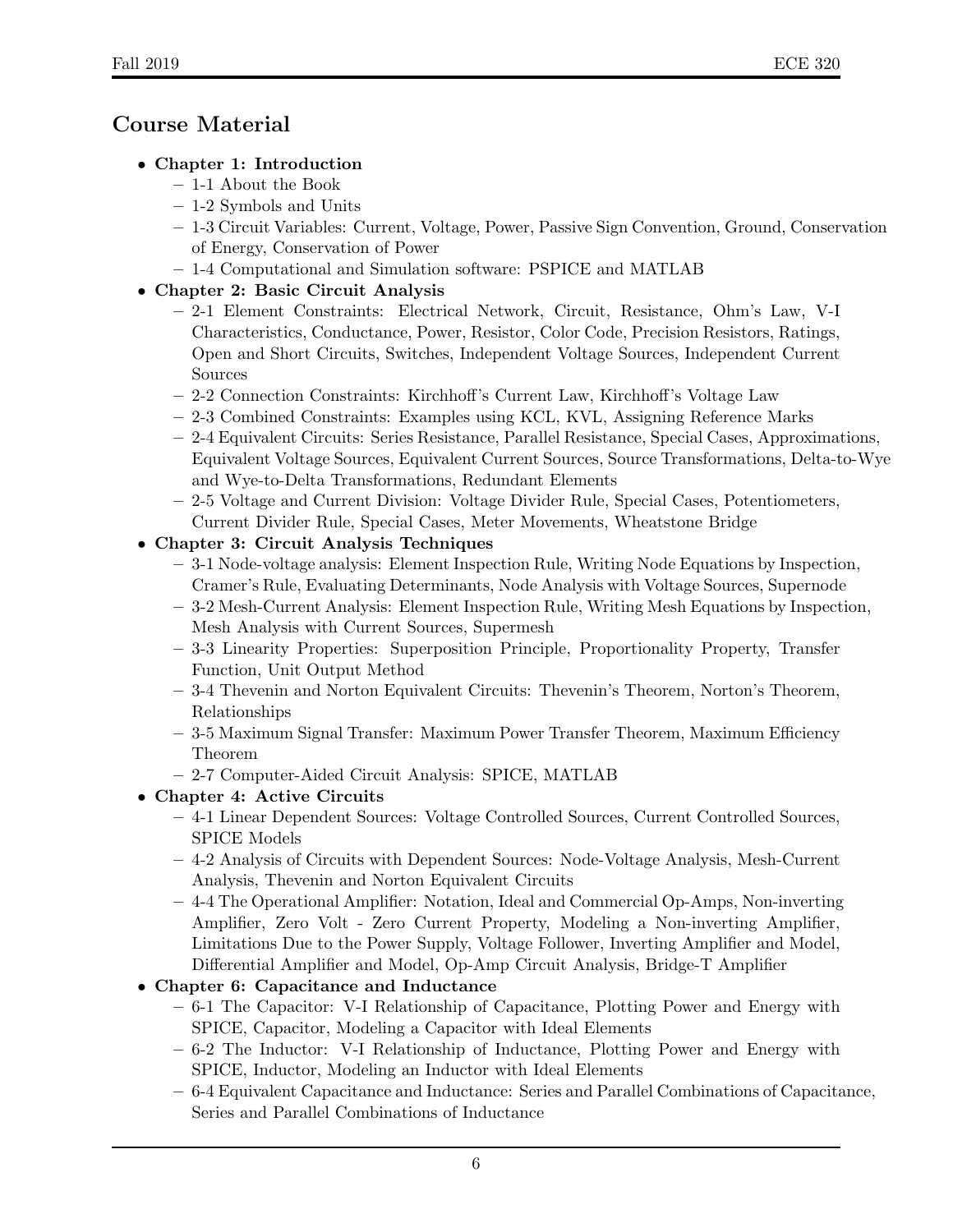## Course Material

- **Chapter 1: Introduction**
  - 1-1 About the Book
  - 1-2 Symbols and Units
  - 1-3 Circuit Variables: Current, Voltage, Power, Passive Sign Convention, Ground, Conservation of Energy, Conservation of Power
  - 1-4 Computational and Simulation software: PSPICE and MATLAB
- **Chapter 2: Basic Circuit Analysis**
  - 2-1 Element Constraints: Electrical Network, Circuit, Resistance, Ohm's Law, V-I Characteristics, Conductance, Power, Resistor, Color Code, Precision Resistors, Ratings, Open and Short Circuits, Switches, Independent Voltage Sources, Independent Current Sources
  - 2-2 Connection Constraints: Kirchhoff's Current Law, Kirchhoff's Voltage Law
  - 2-3 Combined Constraints: Examples using KCL, KVL, Assigning Reference Marks
  - 2-4 Equivalent Circuits: Series Resistance, Parallel Resistance, Special Cases, Approximations, Equivalent Voltage Sources, Equivalent Current Sources, Source Transformations, Delta-to-Wye and Wye-to-Delta Transformations, Redundant Elements
  - 2-5 Voltage and Current Division: Voltage Divider Rule, Special Cases, Potentiometers, Current Divider Rule, Special Cases, Meter Movements, Wheatstone Bridge
- **Chapter 3: Circuit Analysis Techniques**
  - 3-1 Node-voltage analysis: Element Inspection Rule, Writing Node Equations by Inspection, Cramer's Rule, Evaluating Determinants, Node Analysis with Voltage Sources, Supernode
  - 3-2 Mesh-Current Analysis: Element Inspection Rule, Writing Mesh Equations by Inspection, Mesh Analysis with Current Sources, Supermesh
  - 3-3 Linearity Properties: Superposition Principle, Proportionality Property, Transfer Function, Unit Output Method
  - 3-4 Thevenin and Norton Equivalent Circuits: Thevenin's Theorem, Norton's Theorem, Relationships
  - 3-5 Maximum Signal Transfer: Maximum Power Transfer Theorem, Maximum Efficiency Theorem
  - 2-7 Computer-Aided Circuit Analysis: SPICE, MATLAB
- **Chapter 4: Active Circuits**
  - 4-1 Linear Dependent Sources: Voltage Controlled Sources, Current Controlled Sources, SPICE Models
  - 4-2 Analysis of Circuits with Dependent Sources: Node-Voltage Analysis, Mesh-Current Analysis, Thevenin and Norton Equivalent Circuits
  - 4-4 The Operational Amplifier: Notation, Ideal and Commercial Op-Amps, Non-inverting Amplifier, Zero Volt - Zero Current Property, Modeling a Non-inverting Amplifier, Limitations Due to the Power Supply, Voltage Follower, Inverting Amplifier and Model, Differential Amplifier and Model, Op-Amp Circuit Analysis, Bridge-T Amplifier
- **Chapter 6: Capacitance and Inductance**
  - 6-1 The Capacitor: V-I Relationship of Capacitance, Plotting Power and Energy with SPICE, Capacitor, Modeling a Capacitor with Ideal Elements
  - 6-2 The Inductor: V-I Relationship of Inductance, Plotting Power and Energy with SPICE, Inductor, Modeling an Inductor with Ideal Elements
  - 6-4 Equivalent Capacitance and Inductance: Series and Parallel Combinations of Capacitance, Series and Parallel Combinations of Inductance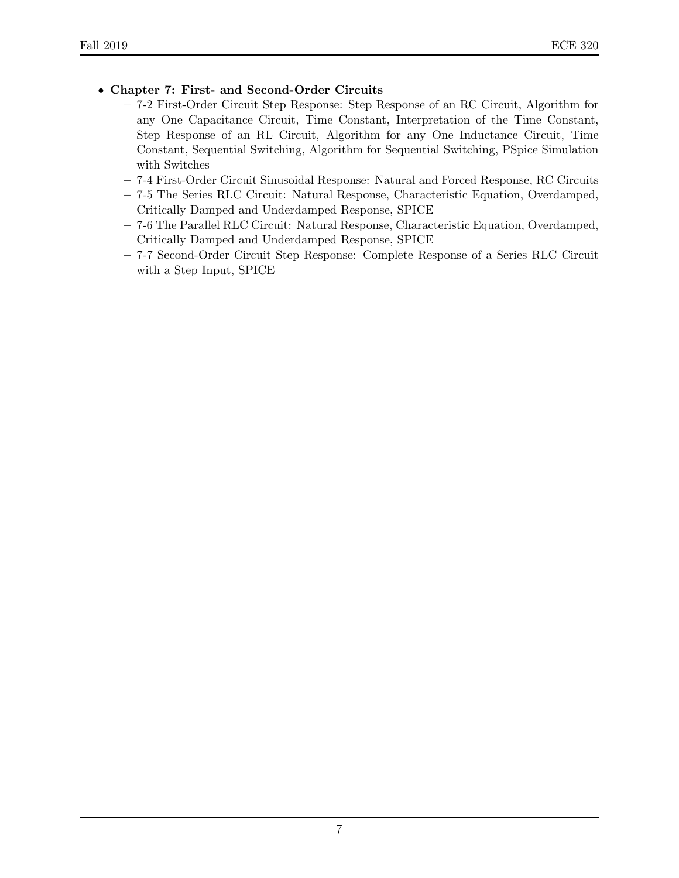- **Chapter 7: First- and Second-Order Circuits**
  - 7-2 First-Order Circuit Step Response: Step Response of an RC Circuit, Algorithm for any One Capacitance Circuit, Time Constant, Interpretation of the Time Constant, Step Response of an RL Circuit, Algorithm for any One Inductance Circuit, Time Constant, Sequential Switching, Algorithm for Sequential Switching, PSpice Simulation with Switches
  - 7-4 First-Order Circuit Sinusoidal Response: Natural and Forced Response, RC Circuits
  - 7-5 The Series RLC Circuit: Natural Response, Characteristic Equation, Overdamped, Critically Damped and Underdamped Response, SPICE
  - 7-6 The Parallel RLC Circuit: Natural Response, Characteristic Equation, Overdamped, Critically Damped and Underdamped Response, SPICE
  - 7-7 Second-Order Circuit Step Response: Complete Response of a Series RLC Circuit with a Step Input, SPICE